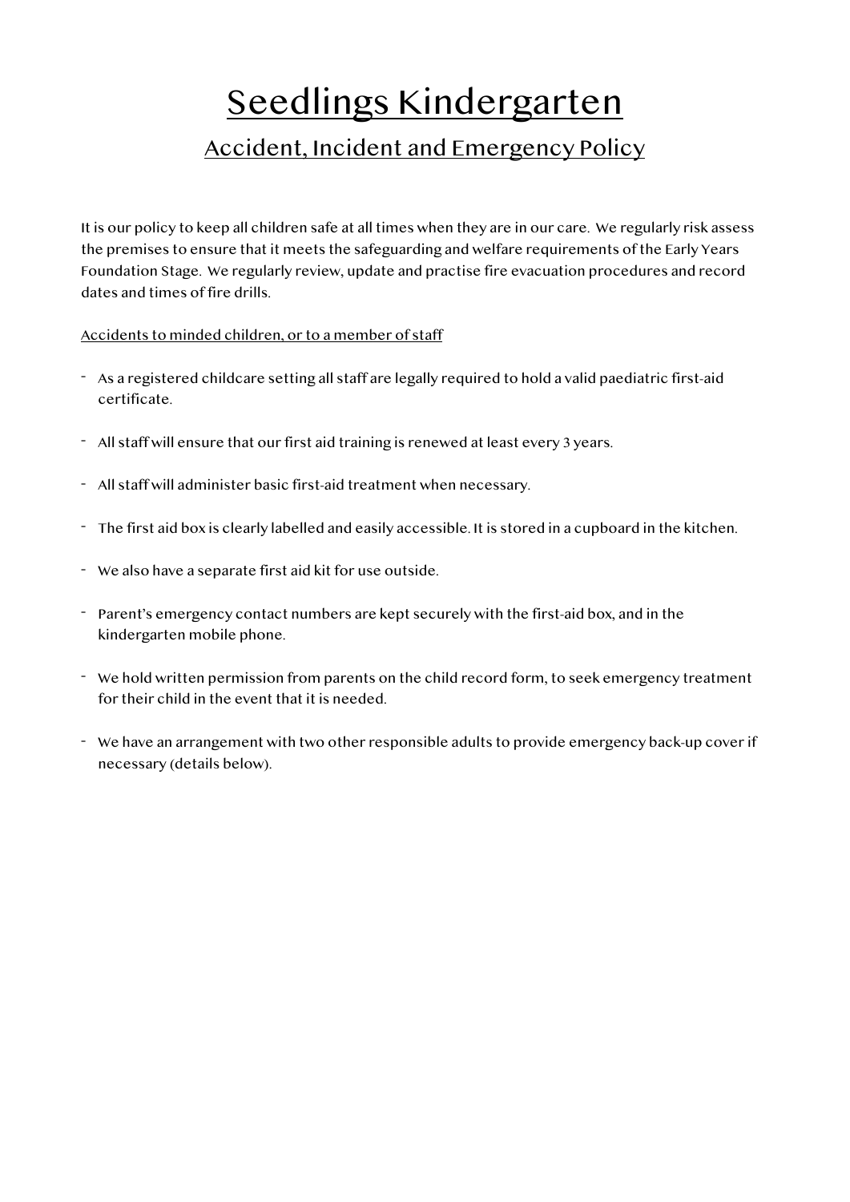# Seedlings Kindergarten

## Accident, Incident and Emergency Policy

It is our policy to keep all children safe at all times when they are in our care. We regularly risk assess the premises to ensure that it meets the safeguarding and welfare requirements of the Early Years Foundation Stage. We regularly review, update and practise fire evacuation procedures and record dates and times of fire drills.

Accidents to minded children, or to a member of staff

- As a registered childcare setting all staff are legally required to hold a valid paediatric first-aid certificate.
- All staff will ensure that our first aid training is renewed at least every 3 years.
- All staff will administer basic first-aid treatment when necessary.
- The first aid box is clearly labelled and easily accessible. It is stored in a cupboard in the kitchen.
- We also have a separate first aid kit for use outside.
- Parent's emergency contact numbers are kept securely with the first-aid box, and in the kindergarten mobile phone.
- We hold written permission from parents on the child record form, to seek emergency treatment for their child in the event that it is needed.
- We have an arrangement with two other responsible adults to provide emergency back-up cover if necessary (details below).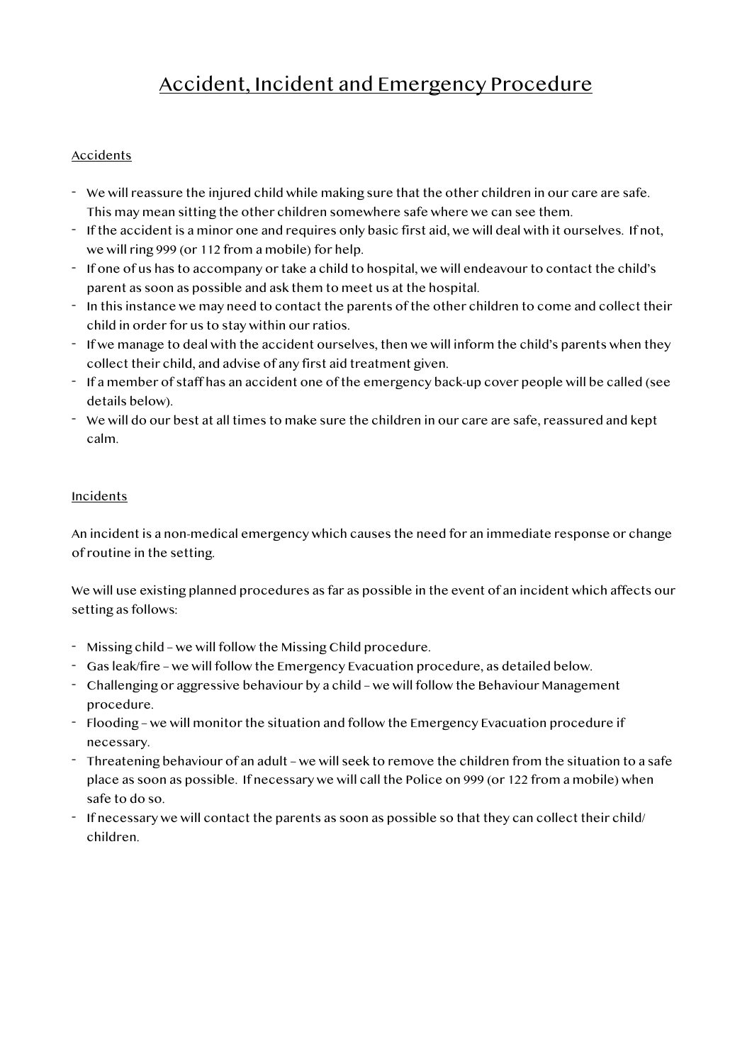# Accident, Incident and Emergency Procedure

## Accidents

- We will reassure the injured child while making sure that the other children in our care are safe. This may mean sitting the other children somewhere safe where we can see them.
- If the accident is a minor one and requires only basic first aid, we will deal with it ourselves. If not, we will ring 999 (or 112 from a mobile) for help.
- If one of us has to accompany or take a child to hospital, we will endeavour to contact the child's parent as soon as possible and ask them to meet us at the hospital.
- In this instance we may need to contact the parents of the other children to come and collect their child in order for us to stay within our ratios.
- If we manage to deal with the accident ourselves, then we will inform the child's parents when they collect their child, and advise of any first aid treatment given.
- If a member of staff has an accident one of the emergency back-up cover people will be called (see details below).
- We will do our best at all times to make sure the children in our care are safe, reassured and kept calm.

## Incidents

An incident is a non-medical emergency which causes the need for an immediate response or change of routine in the setting.

We will use existing planned procedures as far as possible in the event of an incident which affects our setting as follows:

- Missing child – we will follow the Missing Child procedure.
- Gas leak/fire – we will follow the Emergency Evacuation procedure, as detailed below.
- Challenging or aggressive behaviour by a child – we will follow the Behaviour Management procedure.
- Flooding – we will monitor the situation and follow the Emergency Evacuation procedure if necessary.
- Threatening behaviour of an adult – we will seek to remove the children from the situation to a safe place as soon as possible. If necessary we will call the Police on 999 (or 122 from a mobile) when safe to do so.
- If necessary we will contact the parents as soon as possible so that they can collect their child/ children.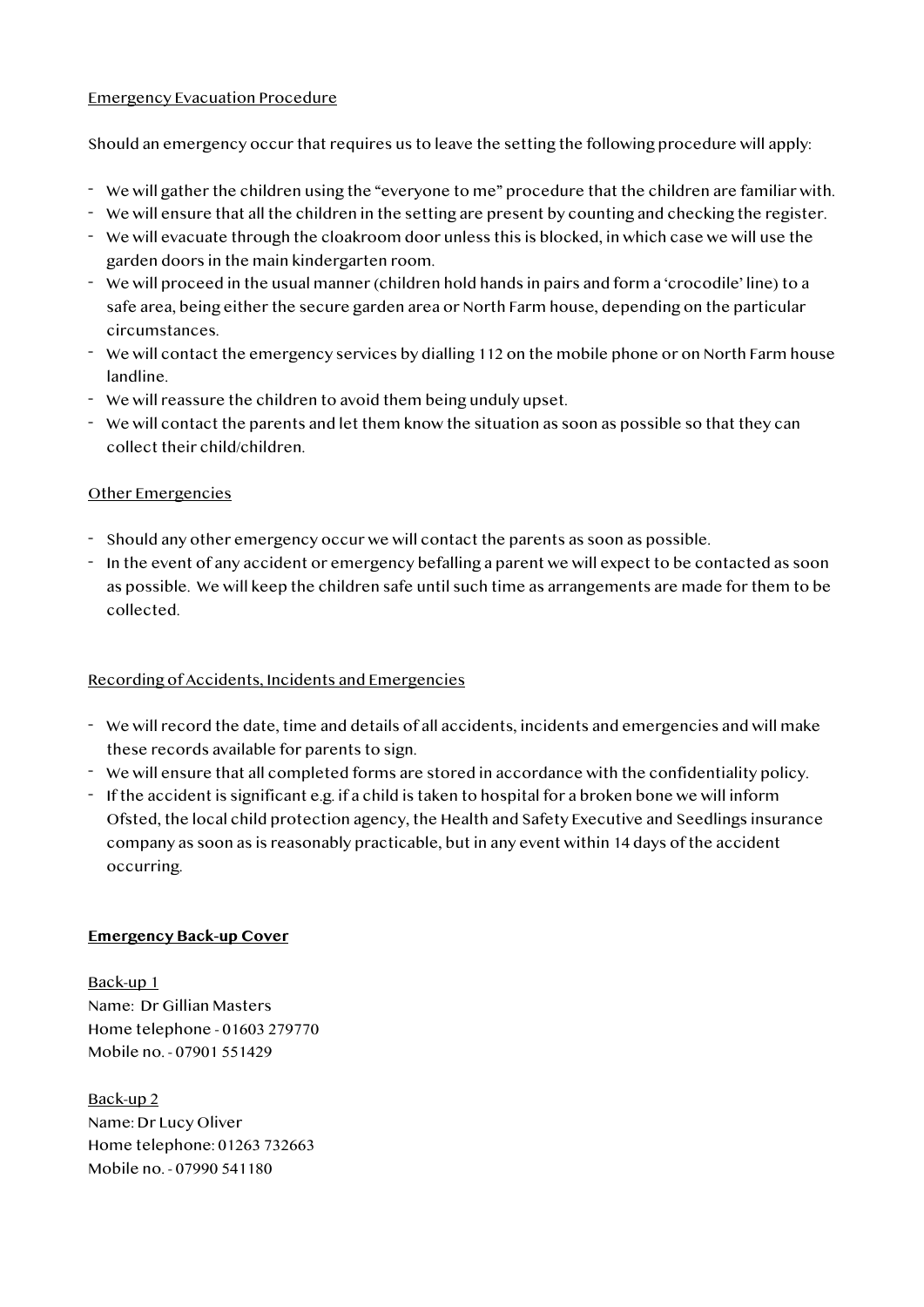<u>Emergency Evacuation Procedure</u>

Should an emergency occur that requires us to leave the setting the following procedure will apply:

- We will gather the children using the "everyone to me" procedure that the children are familiar with.
- We will ensure that all the children in the setting are present by counting and checking the register.
- We will evacuate through the cloakroom door unless this is blocked, in which case we will use the garden doors in the main kindergarten room.
- We will proceed in the usual manner (children hold hands in pairs and form a 'crocodile' line) to a safe area, being either the secure garden area or North Farm house, depending on the particular circumstances.
- We will contact the emergency services by dialling 112 on the mobile phone or on North Farm house landline.
- We will reassure the children to avoid them being unduly upset.
- We will contact the parents and let them know the situation as soon as possible so that they can collect their child/children.

<u>Other Emergencies</u>

- Should any other emergency occur we will contact the parents as soon as possible.
- In the event of any accident or emergency befalling a parent we will expect to be contacted as soon as possible. We will keep the children safe until such time as arrangements are made for them to be collected.

<u>Recording of Accidents, Incidents and Emergencies</u>

- We will record the date, time and details of all accidents, incidents and emergencies and will make these records available for parents to sign.
- We will ensure that all completed forms are stored in accordance with the confidentiality policy.
- If the accident is significant e.g. if a child is taken to hospital for a broken bone we will inform Ofsted, the local child protection agency, the Health and Safety Executive and Seedlings insurance company as soon as is reasonably practicable, but in any event within 14 days of the accident occurring.

**<u>Emergency Back-up Cover</u>**

<u>Back-up 1</u>
Name: Dr Gillian Masters
Home telephone - 01603 279770
Mobile no. - 07901 551429

<u>Back-up 2</u>
Name: Dr Lucy Oliver
Home telephone: 01263 732663
Mobile no. - 07990 541180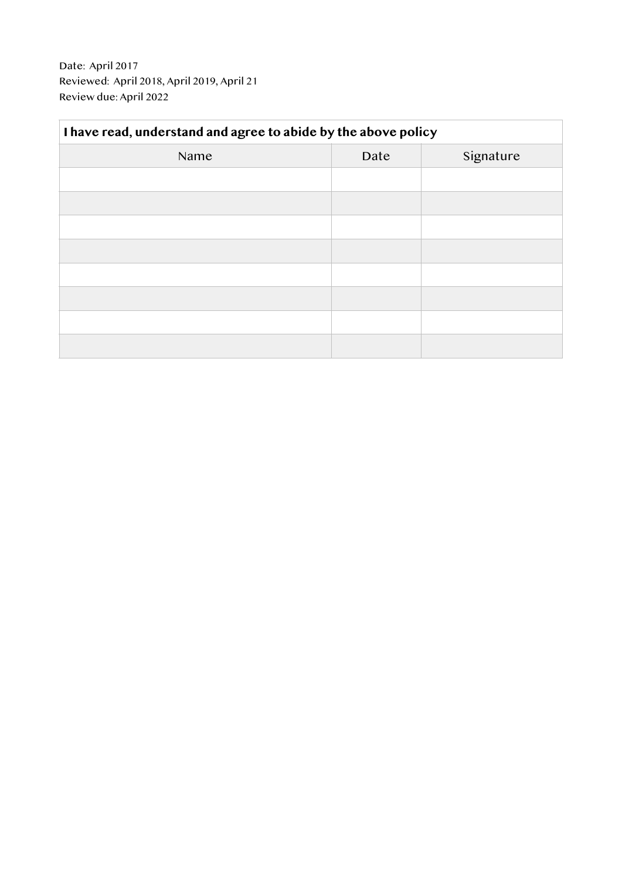Date: April 2017
Reviewed: April 2018, April 2019, April 21
Review due: April 2022

| **I have read, understand and agree to abide by the above policy** | | |
|---|---|---|
| Name | Date | Signature |
| | | |
| | | |
| | | |
| | | |
| | | |
| | | |
| | | |
| | | |